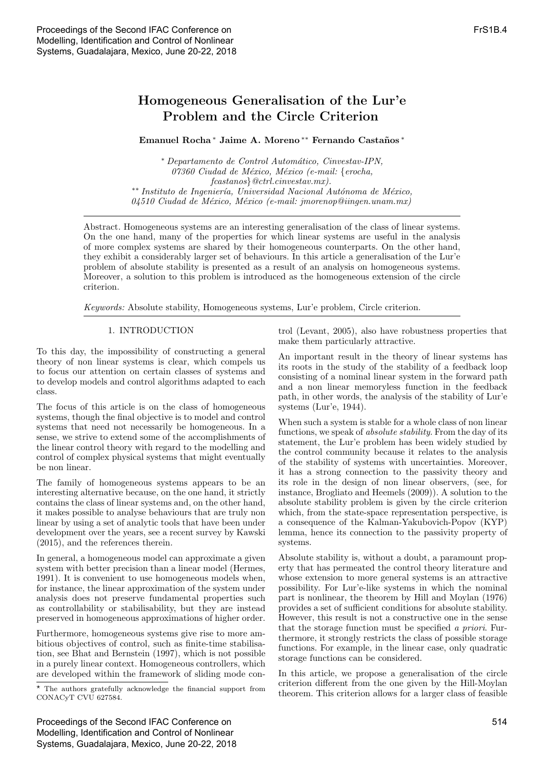# Homogeneous Generalisation of the Lur'e Problem and the Circle Criterion

**Emanuel Rocha** [*] **Jaime A. Moreno** [**] **Fernando Castaños** [*]

[*] *Departamento de Control Automático, Cinvestav-IPN, 07360 Ciudad de México, México (e-mail: {erocha, fcastanos}@ctrl.cinvestav.mx).*
[**] *Instituto de Ingeniería, Universidad Nacional Autónoma de México, 04510 Ciudad de México, México (e-mail: jmorenop@iingen.unam.mx)*

---

Abstract. Homogeneous systems are an interesting generalisation of the class of linear systems. On the one hand, many of the properties for which linear systems are useful in the analysis of more complex systems are shared by their homogeneous counterparts. On the other hand, they exhibit a considerably larger set of behaviours. In this article a generalisation of the Lur'e problem of absolute stability is presented as a result of an analysis on homogeneous systems. Moreover, a solution to this problem is introduced as the homogeneous extension of the circle criterion.

*Keywords:* Absolute stability, Homogeneous systems, Lur'e problem, Circle criterion.

---

## 1. INTRODUCTION

To this day, the impossibility of constructing a general theory of non linear systems is clear, which compels us to focus our attention on certain classes of systems and to develop models and control algorithms adapted to each class.

The focus of this article is on the class of homogeneous systems, though the final objective is to model and control systems that need not necessarily be homogeneous. In a sense, we strive to extend some of the accomplishments of the linear control theory with regard to the modelling and control of complex physical systems that might eventually be non linear.

The family of homogeneous systems appears to be an interesting alternative because, on the one hand, it strictly contains the class of linear systems and, on the other hand, it makes possible to analyse behaviours that are truly non linear by using a set of analytic tools that have been under development over the years, see a recent survey by Kawski (2015), and the references therein.

In general, a homogeneous model can approximate a given system with better precision than a linear model (Hermes, 1991). It is convenient to use homogeneous models when, for instance, the linear approximation of the system under analysis does not preserve fundamental properties such as controllability or stabilisability, but they are instead preserved in homogeneous approximations of higher order.

Furthermore, homogeneous systems give rise to more ambitious objectives of control, such as finite-time stabilisation, see Bhat and Bernstein (1997), which is not possible in a purely linear context. Homogeneous controllers, which are developed within the framework of sliding mode control (Levant, 2005), also have robustness properties that make them particularly attractive.

An important result in the theory of linear systems has its roots in the study of the stability of a feedback loop consisting of a nominal linear system in the forward path and a non linear memoryless function in the feedback path, in other words, the analysis of the stability of Lur'e systems (Lur'e, 1944).

When such a system is stable for a whole class of non linear functions, we speak of *absolute stability*. From the day of its statement, the Lur'e problem has been widely studied by the control community because it relates to the analysis of the stability of systems with uncertainties. Moreover, it has a strong connection to the passivity theory and its role in the design of non linear observers, (see, for instance, Brogliato and Heemels (2009)). A solution to the absolute stability problem is given by the circle criterion which, from the state-space representation perspective, is a consequence of the Kalman-Yakubovich-Popov (KYP) lemma, hence its connection to the passivity property of systems.

Absolute stability is, without a doubt, a paramount property that has permeated the control theory literature and whose extension to more general systems is an attractive possibility. For Lur'e-like systems in which the nominal part is nonlinear, the theorem by Hill and Moylan (1976) provides a set of sufficient conditions for absolute stability. However, this result is not a constructive one in the sense that the storage function must be specified *a priori*. Furthermore, it strongly restricts the class of possible storage functions. For example, in the linear case, only quadratic storage functions can be considered.

In this article, we propose a generalisation of the circle criterion different from the one given by the Hill-Moylan theorem. This criterion allows for a larger class of feasible

[*] The authors gratefully acknowledge the financial support from CONACyT CVU 627584.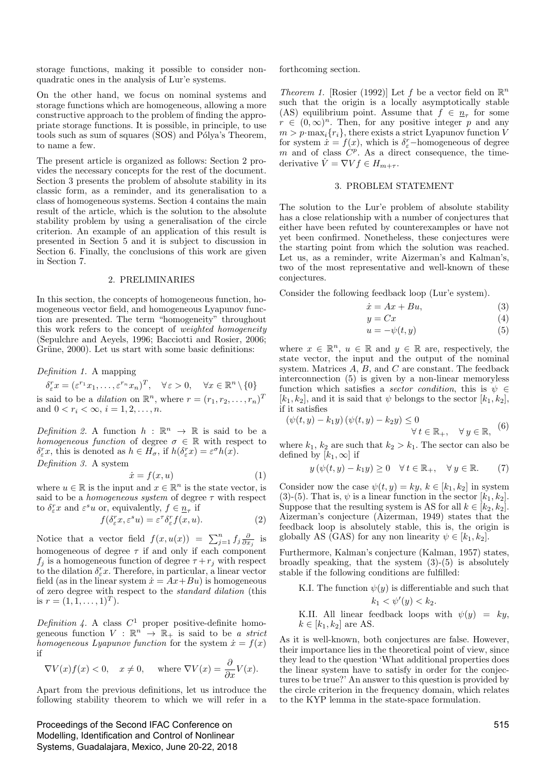storage functions, making it possible to consider non-quadratic ones in the analysis of Lur'e systems.

On the other hand, we focus on nominal systems and storage functions which are homogeneous, allowing a more constructive approach to the problem of finding the appropriate storage functions. It is possible, in principle, to use tools such as sum of squares (SOS) and Pólya's Theorem, to name a few.

The present article is organized as follows: Section 2 provides the necessary concepts for the rest of the document. Section 3 presents the problem of absolute stability in its classic form, as a reminder, and its generalisation to a class of homogeneous systems. Section 4 contains the main result of the article, which is the solution to the absolute stability problem by using a generalisation of the circle criterion. An example of an application of this result is presented in Section 5 and it is subject to discussion in Section 6. Finally, the conclusions of this work are given in Section 7.

## 2. PRELIMINARIES

In this section, the concepts of homogeneous function, homogeneous vector field, and homogeneous Lyapunov function are presented. The term "homogeneity" throughout this work refers to the concept of *weighted homogeneity* (Sepulchre and Aeyels, 1996; Bacciotti and Rosier, 2006; Grüne, 2000). Let us start with some basic definitions:

*Definition 1.* A mapping

$$\delta_\varepsilon^r x = (\varepsilon^{r_1}x_1, \ldots, \varepsilon^{r_n}x_n)^T, \quad \forall \varepsilon > 0, \quad \forall x \in \mathbb{R}^n \setminus \{0\}$$

is said to be a *dilation* on $\mathbb{R}^n$, where $r = (r_1, r_2, \ldots, r_n)^T$ and $0 < r_i < \infty$, $i = 1, 2, \ldots, n$.

*Definition 2.* A function $h : \mathbb{R}^n \to \mathbb{R}$ is said to be a *homogeneous function* of degree $\sigma \in \mathbb{R}$ with respect to $\delta_\varepsilon^r x$, this is denoted as $h \in H_\sigma$, if $h(\delta_\varepsilon^r x) = \varepsilon^\sigma h(x)$.

*Definition 3.* A system

$$\dot{x} = f(x, u) \tag{1}$$

where $u \in \mathbb{R}$ is the input and $x \in \mathbb{R}^n$ is the state vector, is said to be a *homogeneous system* of degree $\tau$ with respect to $\delta_\varepsilon^r x$ and $\varepsilon^s u$ or, equivalently, $f \in \underline{n}_\tau$ if

$$f(\delta_\varepsilon^r x, \varepsilon^s u) = \varepsilon^\tau \delta_\varepsilon^r f(x, u). \tag{2}$$

Notice that a vector field $f(x, u(x)) = \sum_{j=1}^n f_j \frac{\partial}{\partial x_j}$ is homogeneous of degree $\tau$ if and only if each component $f_j$ is a homogeneous function of degree $\tau + r_j$ with respect to the dilation $\delta_\varepsilon^r x$. Therefore, in particular, a linear vector field (as in the linear system $\dot{x} = Ax + Bu$) is homogeneous of zero degree with respect to the *standard dilation* (this is $r = (1, 1, \ldots, 1)^T$).

*Definition 4.* A class $C^1$ proper positive-definite homogeneous function $V : \mathbb{R}^n \to \mathbb{R}_+$ is said to be *a strict homogeneous Lyapunov function* for the system $\dot{x} = f(x)$ if

$$\nabla V(x) f(x) < 0, \quad x \neq 0, \quad \text{where } \nabla V(x) = \frac{\partial}{\partial x} V(x).$$

Apart from the previous definitions, let us introduce the following stability theorem to which we will refer in a forthcoming section.

*Theorem 1.* [Rosier (1992)] Let $f$ be a vector field on $\mathbb{R}^n$ such that the origin is a locally asymptotically stable (AS) equilibrium point. Assume that $f \in \underline{n}_\tau$ for some $r \in (0, \infty)^n$. Then, for any positive integer $p$ and any $m > p \cdot \max_i\{r_i\}$, there exists a strict Lyapunov function $V$ for system $\dot{x} = f(x)$, which is $\delta_\varepsilon^r$−homogeneous of degree $m$ and of class $C^p$. As a direct consequence, the time-derivative $\dot{V} = \nabla V f \in H_{m+\tau}$.

## 3. PROBLEM STATEMENT

The solution to the Lur'e problem of absolute stability has a close relationship with a number of conjectures that either have been refuted by counterexamples or have not yet been confirmed. Nonetheless, these conjectures were the starting point from which the solution was reached. Let us, as a reminder, write Aizerman's and Kalman's, two of the most representative and well-known of these conjectures.

Consider the following feedback loop (Lur'e system).

$$\dot{x} = Ax + Bu, \tag{3}$$

$$y = Cx \tag{4}$$

$$u = -\psi(t, y) \tag{5}$$

where $x \in \mathbb{R}^n$, $u \in \mathbb{R}$ and $y \in \mathbb{R}$ are, respectively, the state vector, the input and the output of the nominal system. Matrices $A$, $B$, and $C$ are constant. The feedback interconnection (5) is given by a non-linear memoryless function which satisfies a *sector condition*, this is $\psi \in [k_1, k_2]$, and it is said that $\psi$ belongs to the sector $[k_1, k_2]$, if it satisfies

$$(\psi(t, y) - k_1 y)(\psi(t, y) - k_2 y) \leq 0 \quad \forall\, t \in \mathbb{R}_+, \quad \forall\, y \in \mathbb{R}, \tag{6}$$

where $k_1$, $k_2$ are such that $k_2 > k_1$. The sector can also be defined by $[k_1, \infty]$ if

$$y\,(\psi(t, y) - k_1 y) \geq 0 \quad \forall\, t \in \mathbb{R}_+, \quad \forall\, y \in \mathbb{R}. \tag{7}$$

Consider now the case $\psi(t, y) = ky$, $k \in [k_1, k_2]$ in system (3)-(5). That is, $\psi$ is a linear function in the sector $[k_1, k_2]$. Suppose that the resulting system is AS for all $k \in [k_2, k_2]$. Aizerman's conjecture (Aizerman, 1949) states that the feedback loop is absolutely stable, this is, the origin is globally AS (GAS) for any non linearity $\psi \in [k_1, k_2]$.

Furthermore, Kalman's conjecture (Kalman, 1957) states, broadly speaking, that the system (3)-(5) is absolutely stable if the following conditions are fulfilled:

K.I. The function $\psi(y)$ is differentiable and such that

$$k_1 < \psi'(y) < k_2.$$

K.II. All linear feedback loops with $\psi(y) = ky$, $k \in [k_1, k_2]$ are AS.

As it is well-known, both conjectures are false. However, their importance lies in the theoretical point of view, since they lead to the question 'What additional properties does the linear system have to satisfy in order for the conjectures to be true?' An answer to this question is provided by the circle criterion in the frequency domain, which relates to the KYP lemma in the state-space formulation.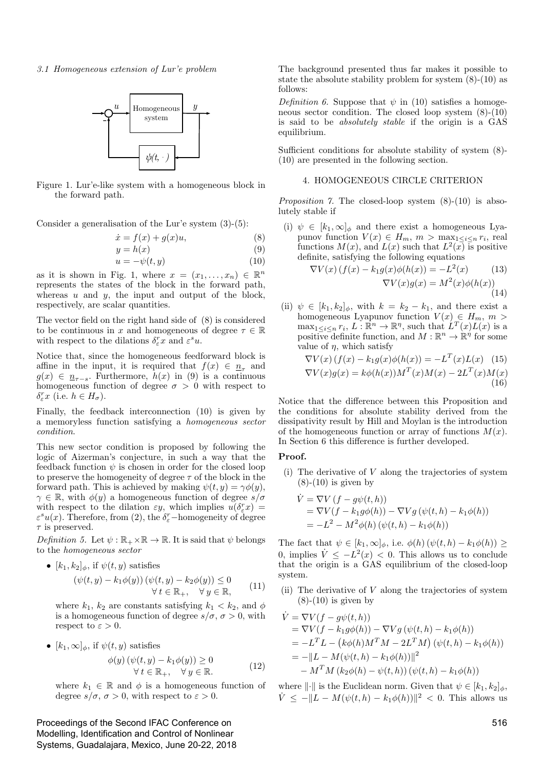### 3.1 Homogeneous extension of Lur'e problem

Figure 1. Lur'e-like system with a homogeneous block in the forward path.

Consider a generalisation of the Lur'e system (3)-(5):

$$\dot{x} = f(x) + g(x)u, \tag{8}$$

$$y = h(x) \tag{9}$$

$$u = -\psi(t, y) \tag{10}$$

as it is shown in Fig. 1, where $x = (x_1, \ldots, x_n) \in \mathbb{R}^n$ represents the states of the block in the forward path, whereas $u$ and $y$, the input and output of the block, respectively, are scalar quantities.

The vector field on the right hand side of (8) is considered to be continuous in $x$ and homogeneous of degree $\tau \in \mathbb{R}$ with respect to the dilations $\delta_\varepsilon^r x$ and $\varepsilon^s u$.

Notice that, since the homogeneous feedforward block is affine in the input, it is required that $f(x) \in \underline{n}_\tau$ and $g(x) \in \underline{n}_{\tau-s}$. Furthermore, $h(x)$ in (9) is a continuous homogeneous function of degree $\sigma > 0$ with respect to $\delta_\varepsilon^r x$ (i.e. $h \in H_\sigma$).

Finally, the feedback interconnection (10) is given by a memoryless function satisfying a *homogeneous sector condition*.

This new sector condition is proposed by following the logic of Aizerman's conjecture, in such a way that the feedback function $\psi$ is chosen in order for the closed loop to preserve the homogeneity of degree $\tau$ of the block in the forward path. This is achieved by making $\psi(t, y) = \gamma\phi(y)$, $\gamma \in \mathbb{R}$, with $\phi(y)$ a homogeneous function of degree $s/\sigma$ with respect to the dilation $\varepsilon y$, which implies $u(\delta_\varepsilon^r x) = \varepsilon^s u(x)$. Therefore, from (2), the $\delta_\varepsilon^r$−homogeneity of degree $\tau$ is preserved.

*Definition 5.* Let $\psi : \mathbb{R}_+ \times \mathbb{R} \to \mathbb{R}$. It is said that $\psi$ belongs to the *homogeneous sector*

- $[k_1, k_2]_\phi$, if $\psi(t, y)$ satisfies
$$(\psi(t, y) - k_1\phi(y))(\psi(t, y) - k_2\phi(y)) \leq 0 \quad \forall\, t \in \mathbb{R}_+, \quad \forall\, y \in \mathbb{R}, \tag{11}$$
where $k_1$, $k_2$ are constants satisfying $k_1 < k_2$, and $\phi$ is a homogeneous function of degree $s/\sigma$, $\sigma > 0$, with respect to $\varepsilon > 0$.

- $[k_1, \infty]_\phi$, if $\psi(t, y)$ satisfies
$$\phi(y)(\psi(t, y) - k_1\phi(y)) \geq 0 \quad \forall\, t \in \mathbb{R}_+, \quad \forall\, y \in \mathbb{R}. \tag{12}$$
where $k_1 \in \mathbb{R}$ and $\phi$ is a homogeneous function of degree $s/\sigma$, $\sigma > 0$, with respect to $\varepsilon > 0$.

The background presented thus far makes it possible to state the absolute stability problem for system (8)-(10) as follows:

*Definition 6.* Suppose that $\psi$ in (10) satisfies a homogeneous sector condition. The closed loop system (8)-(10) is said to be *absolutely stable* if the origin is a GAS equilibrium.

Sufficient conditions for absolute stability of system (8)-(10) are presented in the following section.

## 4. HOMOGENEOUS CIRCLE CRITERION

*Proposition 7.* The closed-loop system (8)-(10) is absolutely stable if

(i) $\psi \in [k_1, \infty]_\phi$ and there exist a homogeneous Lyapunov function $V(x) \in H_m$, $m > \max_{1\leq i\leq n} r_i$, real functions $M(x)$, and $L(x)$ such that $L^2(x)$ is positive definite, satisfying the following equations
$$\nabla V(x)(f(x) - k_1 g(x)\phi(h(x))) = -L^2(x) \tag{13}$$
$$\nabla V(x) g(x) = M^2(x)\phi(h(x)) \tag{14}$$

(ii) $\psi \in [k_1, k_2]_\phi$, with $k = k_2 - k_1$, and there exist a homogeneous Lyapunov function $V(x) \in H_m$, $m > \max_{1\leq i\leq n} r_i$, $L : \mathbb{R}^n \to \mathbb{R}^\eta$, such that $L^T(x)L(x)$ is a positive definite function, and $M : \mathbb{R}^n \to \mathbb{R}^\eta$ for some value of $\eta$, which satisfy
$$\nabla V(x)(f(x) - k_1 g(x)\phi(h(x)) = -L^T(x)L(x) \tag{15}$$
$$\nabla V(x) g(x) = k\phi(h(x))M^T(x)M(x) - 2L^T(x)M(x) \tag{16}$$

Notice that the difference between this Proposition and the conditions for absolute stability derived from the dissipativity result by Hill and Moylan is the introduction of the homogeneous function or array of functions $M(x)$. In Section 6 this difference is further developed.

**Proof.**

(i) The derivative of $V$ along the trajectories of system (8)-(10) is given by
$$\begin{aligned}
\dot{V} &= \nabla V(f - g\psi(t, h)) \\
&= \nabla V(f - k_1 g\phi(h)) - \nabla V g(\psi(t, h) - k_1\phi(h)) \\
&= -L^2 - M^2\phi(h)(\psi(t, h) - k_1\phi(h))
\end{aligned}$$
The fact that $\psi \in [k_1, \infty]_\phi$, i.e. $\phi(h)(\psi(t, h) - k_1\phi(h)) \geq 0$, implies $\dot{V} \leq -L^2(x) < 0$. This allows us to conclude that the origin is a GAS equilibrium of the closed-loop system.

(ii) The derivative of $V$ along the trajectories of system (8)-(10) is given by
$$\begin{aligned}
\dot{V} &= \nabla V(f - g\psi(t, h)) \\
&= \nabla V(f - k_1 g\phi(h)) - \nabla V g(\psi(t, h) - k_1\phi(h)) \\
&= -L^T L - \left(k\phi(h)M^T M - 2L^T M\right)(\psi(t, h) - k_1\phi(h)) \\
&= -\|L - M(\psi(t, h) - k_1\phi(h))\|^2 \\
&\quad - M^T M(k_2\phi(h) - \psi(t, h))(\psi(t, h) - k_1\phi(h))
\end{aligned}$$
where $\|\cdot\|$ is the Euclidean norm. Given that $\psi \in [k_1, k_2]_\phi$, $\dot{V} \leq -\|L - M(\psi(t, h) - k_1\phi(h))\|^2 < 0$. This allows us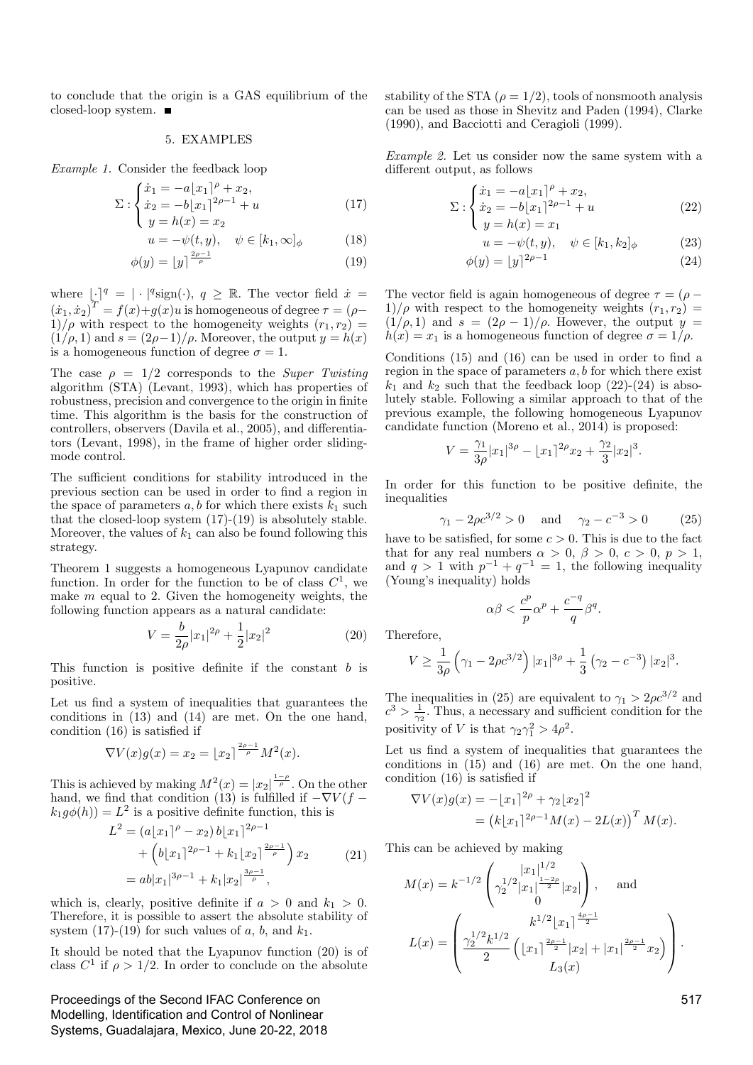to conclude that the origin is a GAS equilibrium of the closed-loop system. ■

## 5. EXAMPLES

*Example 1.* Consider the feedback loop

$$\Sigma : \begin{cases} \dot{x}_1 = -a\lfloor x_1 \rceil^{\rho} + x_2, \\ \dot{x}_2 = -b\lfloor x_1 \rceil^{2\rho-1} + u \\ y = h(x) = x_2 \end{cases} \tag{17}$$

$$u = -\psi(t, y), \quad \psi \in [k_1, \infty]_{\phi} \tag{18}$$

$$\phi(y) = \lfloor y \rceil^{\frac{2\rho-1}{\rho}} \tag{19}$$

where $\lfloor \cdot \rceil^q = |\cdot|^q \mathrm{sign}(\cdot)$, $q \geq \mathbb{R}$. The vector field $\dot{x} = (\dot{x}_1, \dot{x}_2)^T = f(x) + g(x)u$ is homogeneous of degree $\tau = (\rho - 1)/\rho$ with respect to the homogeneity weights $(r_1, r_2) = (1/\rho, 1)$ and $s = (2\rho - 1)/\rho$. Moreover, the output $y = h(x)$ is a homogeneous function of degree $\sigma = 1$.

The case $\rho = 1/2$ corresponds to the *Super Twisting* algorithm (STA) (Levant, 1993), which has properties of robustness, precision and convergence to the origin in finite time. This algorithm is the basis for the construction of controllers, observers (Davila et al., 2005), and differentiators (Levant, 1998), in the frame of higher order sliding-mode control.

The sufficient conditions for stability introduced in the previous section can be used in order to find a region in the space of parameters $a, b$ for which there exists $k_1$ such that the closed-loop system (17)-(19) is absolutely stable. Moreover, the values of $k_1$ can also be found following this strategy.

Theorem 1 suggests a homogeneous Lyapunov candidate function. In order for the function to be of class $C^1$, we make $m$ equal to 2. Given the homogeneity weights, the following function appears as a natural candidate:

$$V = \frac{b}{2\rho}|x_1|^{2\rho} + \frac{1}{2}|x_2|^2 \tag{20}$$

This function is positive definite if the constant $b$ is positive.

Let us find a system of inequalities that guarantees the conditions in (13) and (14) are met. On the one hand, condition (16) is satisfied if

$$\nabla V(x) g(x) = x_2 = \lfloor x_2 \rceil^{\frac{2\rho-1}{\rho}} M^2(x).$$

This is achieved by making $M^2(x) = |x_2|^{\frac{1-\rho}{\rho}}$. On the other hand, we find that condition (13) is fulfilled if $-\nabla V(f - k_1 g \phi(h)) = L^2$ is a positive definite function, this is

$$\begin{aligned} L^2 &= (a\lfloor x_1 \rceil^{\rho} - x_2)\, b\lfloor x_1 \rceil^{2\rho-1} \\ &\quad + \left(b\lfloor x_1 \rceil^{2\rho-1} + k_1 \lfloor x_2 \rceil^{\frac{2\rho-1}{\rho}}\right) x_2 \\ &= ab|x_1|^{3\rho-1} + k_1 |x_2|^{\frac{3\rho-1}{\rho}}, \end{aligned} \tag{21}$$

which is, clearly, positive definite if $a > 0$ and $k_1 > 0$. Therefore, it is possible to assert the absolute stability of system (17)-(19) for such values of $a$, $b$, and $k_1$.

It should be noted that the Lyapunov function (20) is of class $C^1$ if $\rho > 1/2$. In order to conclude on the absolute stability of the STA ($\rho = 1/2$), tools of nonsmooth analysis can be used as those in Shevitz and Paden (1994), Clarke (1990), and Bacciotti and Ceragioli (1999).

*Example 2.* Let us consider now the same system with a different output, as follows

$$\Sigma : \begin{cases} \dot{x}_1 = -a\lfloor x_1 \rceil^{\rho} + x_2, \\ \dot{x}_2 = -b\lfloor x_1 \rceil^{2\rho-1} + u \\ y = h(x) = x_1 \end{cases} \tag{22}$$

$$u = -\psi(t, y), \quad \psi \in [k_1, k_2]_{\phi} \tag{23}$$

$$\phi(y) = \lfloor y \rceil^{2\rho-1} \tag{24}$$

The vector field is again homogeneous of degree $\tau = (\rho - 1)/\rho$ with respect to the homogeneity weights $(r_1, r_2) = (1/\rho, 1)$ and $s = (2\rho - 1)/\rho$. However, the output $y = h(x) = x_1$ is a homogeneous function of degree $\sigma = 1/\rho$.

Conditions (15) and (16) can be used in order to find a region in the space of parameters $a, b$ for which there exist $k_1$ and $k_2$ such that the feedback loop (22)-(24) is absolutely stable. Following a similar approach to that of the previous example, the following homogeneous Lyapunov candidate function (Moreno et al., 2014) is proposed:

$$V = \frac{\gamma_1}{3\rho}|x_1|^{3\rho} - \lfloor x_1 \rceil^{2\rho} x_2 + \frac{\gamma_2}{3}|x_2|^3.$$

In order for this function to be positive definite, the inequalities

$$\gamma_1 - 2\rho c^{3/2} > 0 \quad \text{and} \quad \gamma_2 - c^{-3} > 0 \tag{25}$$

have to be satisfied, for some $c > 0$. This is due to the fact that for any real numbers $\alpha > 0$, $\beta > 0$, $c > 0$, $p > 1$, and $q > 1$ with $p^{-1} + q^{-1} = 1$, the following inequality (Young's inequality) holds

$$\alpha\beta < \frac{c^p}{p}\alpha^p + \frac{c^{-q}}{q}\beta^q.$$

Therefore,

$$V \geq \frac{1}{3\rho}\left(\gamma_1 - 2\rho c^{3/2}\right)|x_1|^{3\rho} + \frac{1}{3}\left(\gamma_2 - c^{-3}\right)|x_2|^3.$$

The inequalities in (25) are equivalent to $\gamma_1 > 2\rho c^{3/2}$ and $c^3 > \frac{1}{\gamma_2}$. Thus, a necessary and sufficient condition for the positivity of $V$ is that $\gamma_2 \gamma_1^2 > 4\rho^2$.

Let us find a system of inequalities that guarantees the conditions in (15) and (16) are met. On the one hand, condition (16) is satisfied if

$$\begin{aligned} \nabla V(x) g(x) &= -\lfloor x_1 \rceil^{2\rho} + \gamma_2 \lfloor x_2 \rceil^2 \\ &= \left(k\lfloor x_1 \rceil^{2\rho-1} M(x) - 2L(x)\right)^T M(x). \end{aligned}$$

This can be achieved by making

$$M(x) = k^{-1/2}\begin{pmatrix} |x_1|^{1/2} \\ \gamma_2^{1/2}|x_1|^{\frac{1-2\rho}{2}}|x_2| \\ 0 \end{pmatrix}, \quad \text{and}$$

$$L(x) = \begin{pmatrix} k^{1/2}\lfloor x_1 \rceil^{\frac{4\rho-1}{2}} \\ \frac{\gamma_2^{1/2}k^{1/2}}{2}\left(\lfloor x_1 \rceil^{\frac{2\rho-1}{2}}|x_2| + |x_1|^{\frac{2\rho-1}{2}}x_2\right) \\ L_3(x) \end{pmatrix}.$$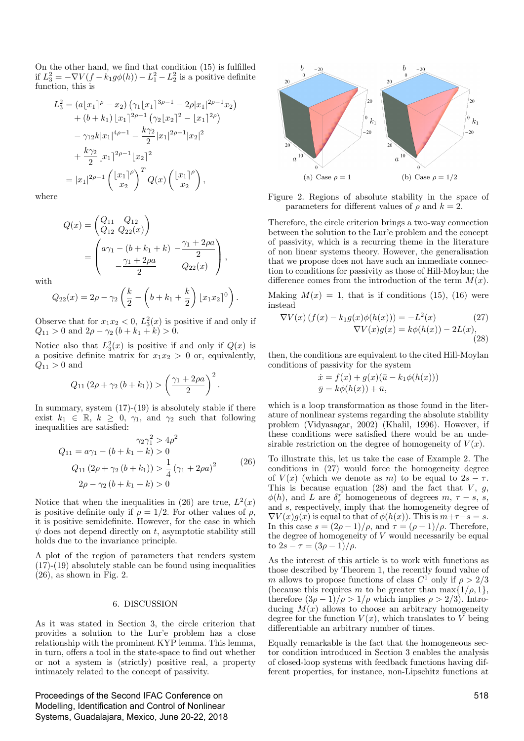On the other hand, we find that condition (15) is fulfilled if $L_3^2 = -\nabla V(f - k_1 g\phi(h)) - L_1^2 - L_2^2$ is a positive definite function, this is

$$
\begin{aligned}
L_3^2 &= (a\lfloor x_1\rceil^{\rho} - x_2)\left(\gamma_1\lfloor x_1\rceil^{3\rho-1} - 2\rho|x_1|^{2\rho-1}x_2\right)\\
&\quad + (b+k_1)\lfloor x_1\rceil^{2\rho-1}\left(\gamma_2\lfloor x_2\rceil^{2} - \lfloor x_1\rceil^{2\rho}\right)\\
&\quad - \gamma_{12}k|x_1|^{4\rho-1} - \frac{k\gamma_2}{2}|x_1|^{2\rho-1}|x_2|^2\\
&\quad + \frac{k\gamma_2}{2}\lfloor x_1\rceil^{2\rho-1}\lfloor x_2\rceil^{2}\\
&= |x_1|^{2\rho-1}\begin{pmatrix}\lfloor x_1\rceil^{\rho}\\ x_2\end{pmatrix}^T Q(x)\begin{pmatrix}\lfloor x_1\rceil^{\rho}\\ x_2\end{pmatrix},
\end{aligned}
$$

where

$$
\begin{aligned}
Q(x) &= \begin{pmatrix} Q_{11} & Q_{12}\\ Q_{12} & Q_{22}(x)\end{pmatrix}\\
&= \begin{pmatrix} a\gamma_1 - (b+k_1+k) & -\dfrac{\gamma_1+2\rho a}{2}\\ -\dfrac{\gamma_1+2\rho a}{2} & Q_{22}(x)\end{pmatrix},
\end{aligned}
$$

with

$$
Q_{22}(x) = 2\rho - \gamma_2\left(\frac{k}{2} - \left(b+k_1+\frac{k}{2}\right)\lfloor x_1x_2\rceil^{0}\right).
$$

Observe that for $x_1x_2 < 0$, $L_3^2(x)$ is positive if and only if $Q_{11} > 0$ and $2\rho - \gamma_2(b+k_1+k) > 0$.

Notice also that $L_3^2(x)$ is positive if and only if $Q(x)$ is a positive definite matrix for $x_1x_2 > 0$ or, equivalently, $Q_{11} > 0$ and

$$
Q_{11}(2\rho + \gamma_2(b+k_1)) > \left(\frac{\gamma_1+2\rho a}{2}\right)^2.
$$

In summary, system (17)-(19) is absolutely stable if there exist $k_1 \in \mathbb{R}$, $k \geq 0$, $\gamma_1$, and $\gamma_2$ such that following inequalities are satisfied:

$$
\begin{aligned}
\gamma_2\gamma_1^2 &> 4\rho^2\\
Q_{11} = a\gamma_1 - (b+k_1+k) &> 0\\
Q_{11}(2\rho+\gamma_2(b+k_1)) &> \frac{1}{4}(\gamma_1+2\rho a)^2\\
2\rho - \gamma_2(b+k_1+k) &> 0
\end{aligned}
\tag{26}
$$

Notice that when the inequalities in (26) are true, $L^2(x)$ is positive definite only if $\rho = 1/2$. For other values of $\rho$, it is positive semidefinite. However, for the case in which $\psi$ does not depend directly on $t$, asymptotic stability still holds due to the invariance principle.

A plot of the region of parameters that renders system (17)-(19) absolutely stable can be found using inequalities (26), as shown in Fig. 2.

## 6. DISCUSSION

As it was stated in Section 3, the circle criterion that provides a solution to the Lur'e problem has a close relationship with the prominent KYP lemma. This lemma, in turn, offers a tool in the state-space to find out whether or not a system is (strictly) positive real, a property intimately related to the concept of passivity.

(a) Case $\rho = 1$ (b) Case $\rho = 1/2$

Figure 2. Regions of absolute stability in the space of parameters for different values of $\rho$ and $k = 2$.

Therefore, the circle criterion brings a two-way connection between the solution to the Lur'e problem and the concept of passivity, which is a recurring theme in the literature of non linear systems theory. However, the generalisation that we propose does not have such an immediate connection to conditions for passivity as those of Hill-Moylan; the difference comes from the introduction of the term $M(x)$.

Making $M(x) = 1$, that is if conditions (15), (16) were instead

$$
\nabla V(x)\left(f(x) - k_1 g(x)\phi(h(x))\right) = -L^2(x) \tag{27}
$$

$$
\nabla V(x)g(x) = k\phi(h(x)) - 2L(x), \tag{28}
$$

then, the conditions are equivalent to the cited Hill-Moylan conditions of passivity for the system

$$
\begin{aligned}
\dot{x} &= f(x) + g(x)(\bar{u} - k_1\phi(h(x)))\\
\bar{y} &= k\phi(h(x)) + \bar{u},
\end{aligned}
$$

which is a loop transformation as those found in the literature of nonlinear systems regarding the absolute stability problem (Vidyasagar, 2002) (Khalil, 1996). However, if these conditions were satisfied there would be an undesirable restriction on the degree of homogeneity of $V(x)$.

To illustrate this, let us take the case of Example 2. The conditions in (27) would force the homogeneity degree of $V(x)$ (which we denote as $m$) to be equal to $2s - \tau$. This is because equation (28) and the fact that $V$, $g$, $\phi(h)$, and $L$ are $\delta_\varepsilon^r$ homogeneous of degrees $m$, $\tau - s$, $s$, and $s$, respectively, imply that the homogeneity degree of $\nabla V(x)g(x)$ is equal to that of $\phi(h(x))$. This is $m+\tau-s = s$. In this case $s = (2\rho-1)/\rho$, and $\tau = (\rho-1)/\rho$. Therefore, the degree of homogeneity of $V$ would necessarily be equal to $2s - \tau = (3\rho-1)/\rho$.

As the interest of this article is to work with functions as those described by Theorem 1, the recently found value of $m$ allows to propose functions of class $C^1$ only if $\rho > 2/3$ (because this requires $m$ to be greater than $\max\{1/\rho, 1\}$, therefore $(3\rho-1)/\rho > 1/\rho$ which implies $\rho > 2/3$). Introducing $M(x)$ allows to choose an arbitrary homogeneity degree for the function $V(x)$, which translates to $V$ being differentiable an arbitrary number of times.

Equally remarkable is the fact that the homogeneous sector condition introduced in Section 3 enables the analysis of closed-loop systems with feedback functions having different properties, for instance, non-Lipschitz functions at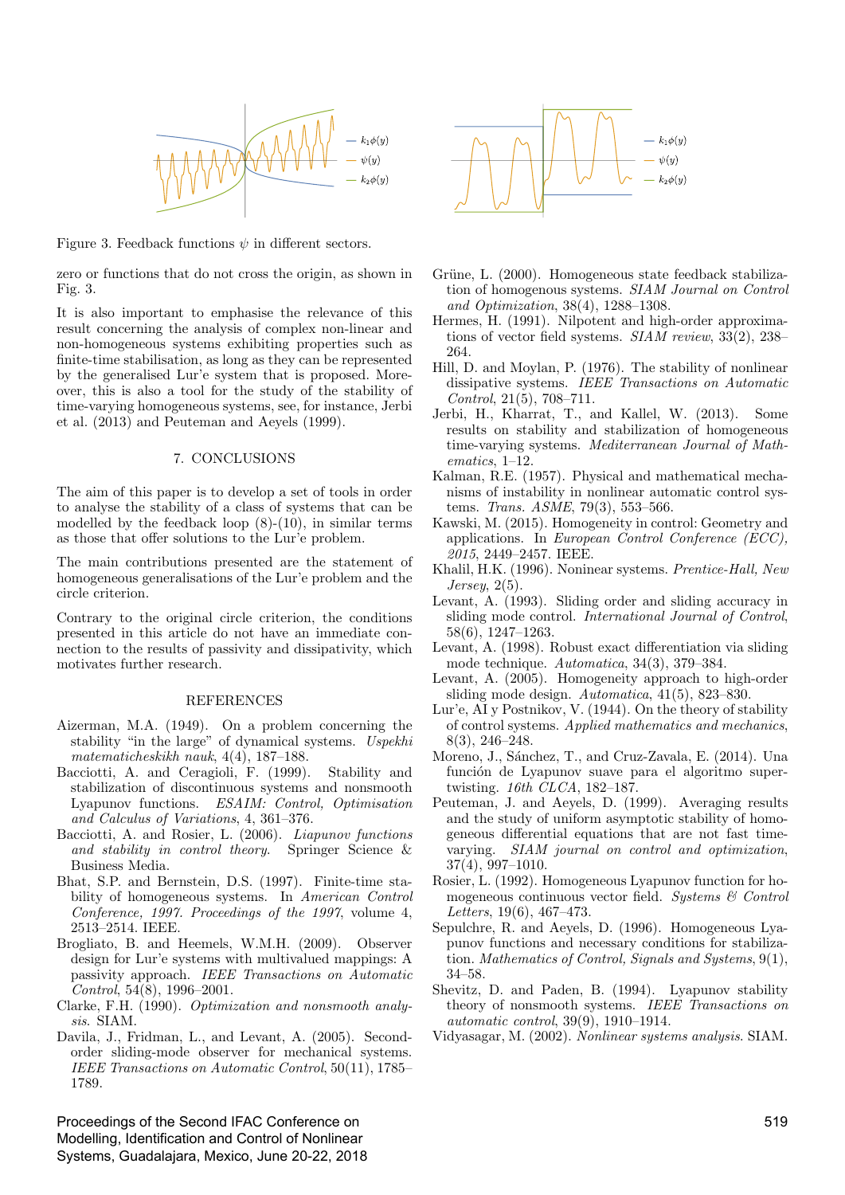$k_1\phi(y)$
$\psi(y)$
$k_2\phi(y)$

$k_1\phi(y)$
$\psi(y)$
$k_2\phi(y)$

Figure 3. Feedback functions $\psi$ in different sectors.

zero or functions that do not cross the origin, as shown in Fig. 3.

It is also important to emphasise the relevance of this result concerning the analysis of complex non-linear and non-homogeneous systems exhibiting properties such as finite-time stabilisation, as long as they can be represented by the generalised Lur'e system that is proposed. Moreover, this is also a tool for the study of the stability of time-varying homogeneous systems, see, for instance, Jerbi et al. (2013) and Peuteman and Aeyels (1999).

## 7. CONCLUSIONS

The aim of this paper is to develop a set of tools in order to analyse the stability of a class of systems that can be modelled by the feedback loop (8)-(10), in similar terms as those that offer solutions to the Lur'e problem.

The main contributions presented are the statement of homogeneous generalisations of the Lur'e problem and the circle criterion.

Contrary to the original circle criterion, the conditions presented in this article do not have an immediate connection to the results of passivity and dissipativity, which motivates further research.

## REFERENCES

Aizerman, M.A. (1949). On a problem concerning the stability "in the large" of dynamical systems. *Uspekhi matematicheskikh nauk*, 4(4), 187–188.

Bacciotti, A. and Ceragioli, F. (1999). Stability and stabilization of discontinuous systems and nonsmooth Lyapunov functions. *ESAIM: Control, Optimisation and Calculus of Variations*, 4, 361–376.

Bacciotti, A. and Rosier, L. (2006). *Liapunov functions and stability in control theory*. Springer Science & Business Media.

Bhat, S.P. and Bernstein, D.S. (1997). Finite-time stability of homogeneous systems. In *American Control Conference, 1997. Proceedings of the 1997*, volume 4, 2513–2514. IEEE.

Brogliato, B. and Heemels, W.M.H. (2009). Observer design for Lur'e systems with multivalued mappings: A passivity approach. *IEEE Transactions on Automatic Control*, 54(8), 1996–2001.

Clarke, F.H. (1990). *Optimization and nonsmooth analysis*. SIAM.

Davila, J., Fridman, L., and Levant, A. (2005). Second-order sliding-mode observer for mechanical systems. *IEEE Transactions on Automatic Control*, 50(11), 1785–1789.

Grüne, L. (2000). Homogeneous state feedback stabilization of homogenous systems. *SIAM Journal on Control and Optimization*, 38(4), 1288–1308.

Hermes, H. (1991). Nilpotent and high-order approximations of vector field systems. *SIAM review*, 33(2), 238–264.

Hill, D. and Moylan, P. (1976). The stability of nonlinear dissipative systems. *IEEE Transactions on Automatic Control*, 21(5), 708–711.

Jerbi, H., Kharrat, T., and Kallel, W. (2013). Some results on stability and stabilization of homogeneous time-varying systems. *Mediterranean Journal of Mathematics*, 1–12.

Kalman, R.E. (1957). Physical and mathematical mechanisms of instability in nonlinear automatic control systems. *Trans. ASME*, 79(3), 553–566.

Kawski, M. (2015). Homogeneity in control: Geometry and applications. In *European Control Conference (ECC), 2015*, 2449–2457. IEEE.

Khalil, H.K. (1996). Noninear systems. *Prentice-Hall, New Jersey*, 2(5).

Levant, A. (1993). Sliding order and sliding accuracy in sliding mode control. *International Journal of Control*, 58(6), 1247–1263.

Levant, A. (1998). Robust exact differentiation via sliding mode technique. *Automatica*, 34(3), 379–384.

Levant, A. (2005). Homogeneity approach to high-order sliding mode design. *Automatica*, 41(5), 823–830.

Lur'e, AI y Postnikov, V. (1944). On the theory of stability of control systems. *Applied mathematics and mechanics*, 8(3), 246–248.

Moreno, J., Sánchez, T., and Cruz-Zavala, E. (2014). Una función de Lyapunov suave para el algoritmo super-twisting. *16th CLCA*, 182–187.

Peuteman, J. and Aeyels, D. (1999). Averaging results and the study of uniform asymptotic stability of homogeneous differential equations that are not fast time-varying. *SIAM journal on control and optimization*, 37(4), 997–1010.

Rosier, L. (1992). Homogeneous Lyapunov function for homogeneous continuous vector field. *Systems & Control Letters*, 19(6), 467–473.

Sepulchre, R. and Aeyels, D. (1996). Homogeneous Lyapunov functions and necessary conditions for stabilization. *Mathematics of Control, Signals and Systems*, 9(1), 34–58.

Shevitz, D. and Paden, B. (1994). Lyapunov stability theory of nonsmooth systems. *IEEE Transactions on automatic control*, 39(9), 1910–1914.

Vidyasagar, M. (2002). *Nonlinear systems analysis*. SIAM.